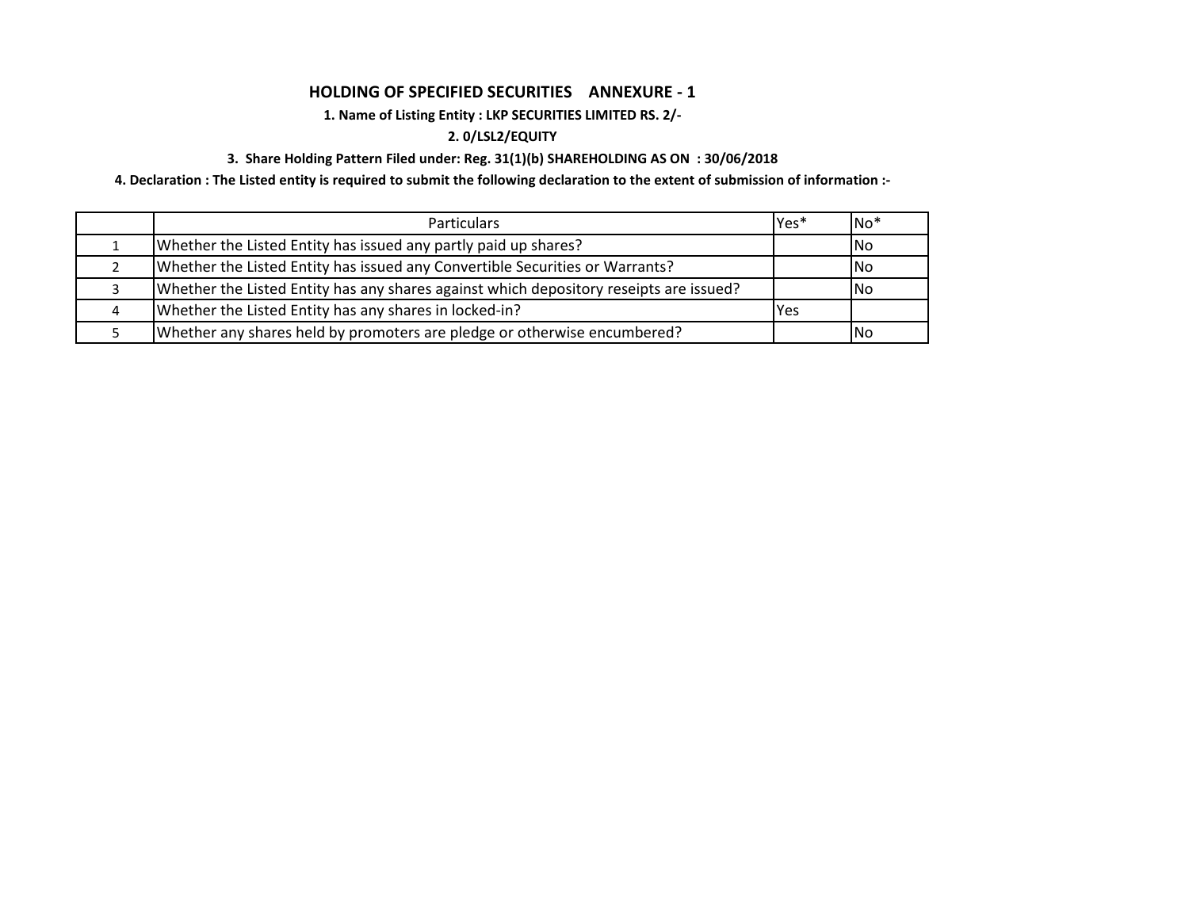## HOLDING OF SPECIFIED SECURITIES ANNEXURE - 1

**1. Name of Listing Entity : LKP SECURITIES LIMITED RS. 2/-**

**2. 0/LSL2/EQUITY**

**3. Share Holding Pattern Filed under: Reg. 31(1)(b) SHAREHOLDING AS ON : 30/06/2018**

**4. Declaration : The Listed entity is required to submit the following declaration to the extent of submission of information :-**

| | Particulars | Yes* | No* |
|---|---|---|---|
| 1 | Whether the Listed Entity has issued any partly paid up shares? | | No |
| 2 | Whether the Listed Entity has issued any Convertible Securities or Warrants? | | No |
| 3 | Whether the Listed Entity has any shares against which depository reseipts are issued? | | No |
| 4 | Whether the Listed Entity has any shares in locked-in? | Yes | |
| 5 | Whether any shares held by promoters are pledge or otherwise encumbered? | | No |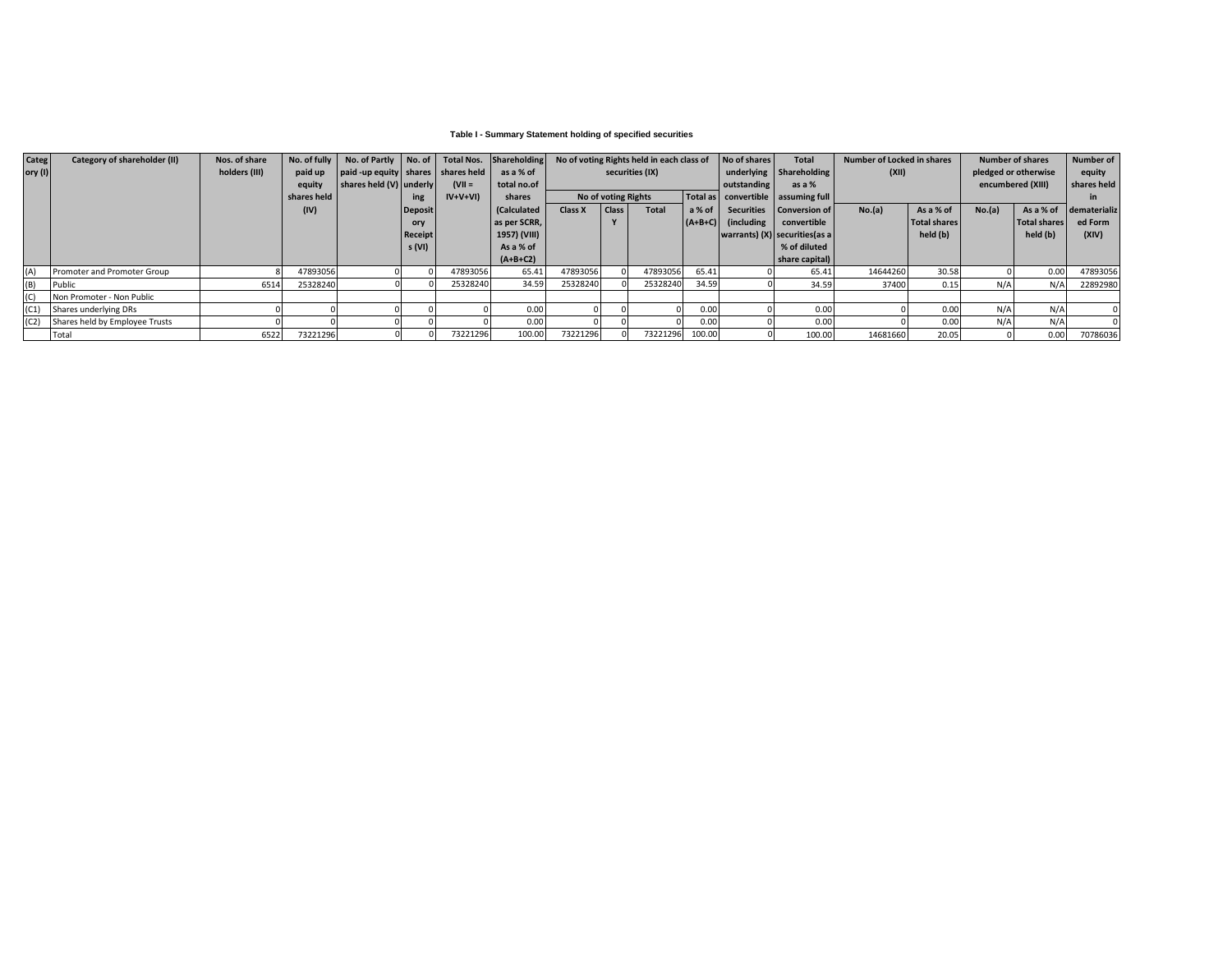### Table I - Summary Statement holding of specified securities

| Category (I) | Category of shareholder (II) | Nos. of share holders (III) | No. of fully paid up equity shares held (IV) | No. of Partly paid -up equity shares held (V) | No. of shares underlying Depository Receipts (VI) | Total Nos. shares held (VII = IV+V+VI) | Shareholding as a % of total no.of shares (Calculated as per SCRR, 1957) (VIII) As a % of (A+B+C2) | No of voting Rights held in each class of securities (IX) | | | | No of shares underlying outstanding convertible Securities (including warrants) (X) | Total Shareholding as a % assuming full Conversion of convertible securities(as a % of diluted share capital) | Number of Locked in shares (XII) | | Number of shares pledged or otherwise encumbered (XIII) | | Number of equity shares held in dematerialized Form (XIV) |
|---|---|---|---|---|---|---|---|---|---|---|---|---|---|---|---|---|---|---|
| | | | | | | | | No of voting Rights | | | Total as a % of (A+B+C) | | | No.(a) | As a % of Total shares held (b) | No.(a) | As a % of Total shares held (b) | |
| | | | | | | | | Class X | Class Y | Total | | | | | | | | |
| (A) | Promoter and Promoter Group | 8 | 47893056 | 0 | 0 | 47893056 | 65.41 | 47893056 | 0 | 47893056 | 65.41 | 0 | 65.41 | 14644260 | 30.58 | 0 | 0.00 | 47893056 |
| (B) | Public | 6514 | 25328240 | 0 | 0 | 25328240 | 34.59 | 25328240 | 0 | 25328240 | 34.59 | 0 | 34.59 | 37400 | 0.15 | N/A | N/A | 22892980 |
| (C) | Non Promoter - Non Public | | | | | | | | | | | | | | | | | |
| (C1) | Shares underlying DRs | 0 | 0 | 0 | 0 | 0 | 0.00 | 0 | 0 | 0 | 0.00 | 0 | 0.00 | 0 | 0.00 | N/A | N/A | 0 |
| (C2) | Shares held by Employee Trusts | 0 | 0 | 0 | 0 | 0 | 0.00 | 0 | 0 | 0 | 0.00 | 0 | 0.00 | 0 | 0.00 | N/A | N/A | 0 |
| | Total | 6522 | 73221296 | 0 | 0 | 73221296 | 100.00 | 73221296 | 0 | 73221296 | 100.00 | 0 | 100.00 | 14681660 | 20.05 | 0 | 0.00 | 70786036 |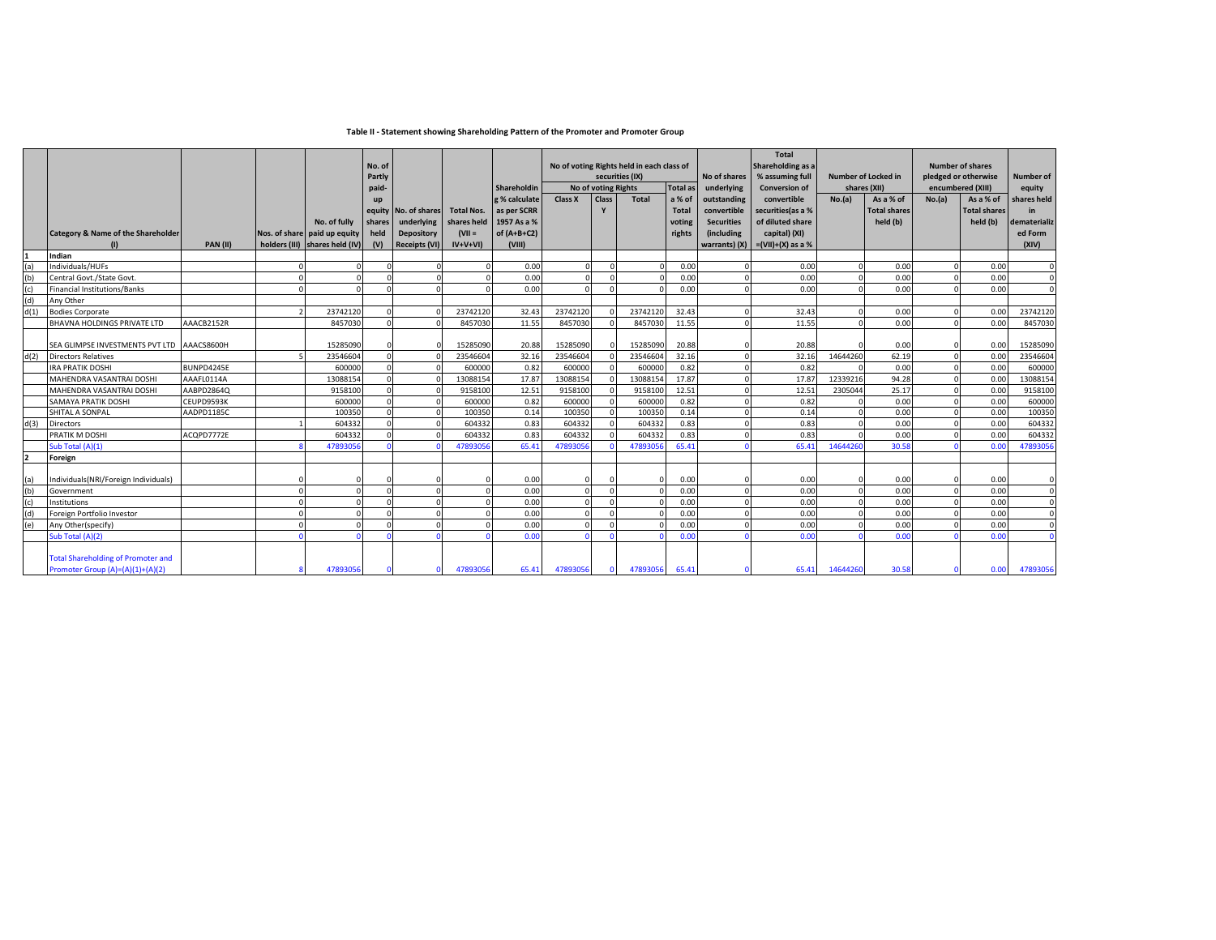**Table II - Statement showing Shareholding Pattern of the Promoter and Promoter Group**

| | Category & Name of the Shareholder (I) | PAN (II) | Nos. of share holders (III) | No. of fully paid up equity shares held (IV) | No. of Partly paid-up equity shares held (V) | No. of shares underlying Depository Receipts (VI) | Total Nos. shares held (VII = IV+V+VI) | Shareholding % calculate as per SCRR 1957 As a % of (A+B+C2) (VIII) | No of voting Rights held in each class of securities (IX) | | | | No of shares underlying outstanding convertible Securities (including warrants) (X) | Total Shareholding as a % assuming full conversion of convertible securities(as a % of diluted share capital) (XI) =(VII)+(X) as a % | Number of Locked in shares (XII) | | Number of shares pledged or otherwise encumbered (XIII) | | Number of equity shares held in dematerialized Form (XIV) |
|---|---|---|---|---|---|---|---|---|---|---|---|---|---|---|---|---|---|---|---|
| | | | | | | | | | No of voting Rights | | | Total as a % of Total voting rights | | | No.(a) | As a % of Total shares held (b) | No.(a) | As a % of Total shares held (b) | |
| | | | | | | | | | Class X | Class Y | Total | | | | | | | | |
| 1 | Indian | | | | | | | | | | | | | | | | | | |
| (a) | Individuals/HUFs | | 0 | 0 | 0 | 0 | 0 | 0.00 | 0 | 0 | 0 | 0.00 | 0 | 0.00 | 0 | 0.00 | 0 | 0.00 | 0 |
| (b) | Central Govt./State Govt. | | 0 | 0 | 0 | 0 | 0 | 0.00 | 0 | 0 | 0 | 0.00 | 0 | 0.00 | 0 | 0.00 | 0 | 0.00 | 0 |
| (c) | Financial Institutions/Banks | | 0 | 0 | 0 | 0 | 0 | 0.00 | 0 | 0 | 0 | 0.00 | 0 | 0.00 | 0 | 0.00 | 0 | 0.00 | 0 |
| (d) | Any Other | | | | | | | | | | | | | | | | | | |
| d(1) | Bodies Corporate | | 2 | 23742120 | 0 | 0 | 23742120 | 32.43 | 23742120 | 0 | 23742120 | 32.43 | 0 | 32.43 | 0 | 0.00 | 0 | 0.00 | 23742120 |
| | BHAVNA HOLDINGS PRIVATE LTD | AAACB2152R | | 8457030 | 0 | 0 | 8457030 | 11.55 | 8457030 | 0 | 8457030 | 11.55 | 0 | 11.55 | 0 | 0.00 | 0 | 0.00 | 8457030 |
| | SEA GLIMPSE INVESTMENTS PVT LTD | AAACS8600H | | 15285090 | 0 | 0 | 15285090 | 20.88 | 15285090 | 0 | 15285090 | 20.88 | 0 | 20.88 | 0 | 0.00 | 0 | 0.00 | 15285090 |
| d(2) | Directors Relatives | | 5 | 23546604 | 0 | 0 | 23546604 | 32.16 | 23546604 | 0 | 23546604 | 32.16 | 0 | 32.16 | 14644260 | 62.19 | 0 | 0.00 | 23546604 |
| | IRA PRATIK DOSHI | BUNPD4245E | | 600000 | 0 | 0 | 600000 | 0.82 | 600000 | 0 | 600000 | 0.82 | 0 | 0.82 | 0 | 0.00 | 0 | 0.00 | 600000 |
| | MAHENDRA VASANTRAI DOSHI | AAAFL0114A | | 13088154 | 0 | 0 | 13088154 | 17.87 | 13088154 | 0 | 13088154 | 17.87 | 0 | 17.87 | 12339216 | 94.28 | 0 | 0.00 | 13088154 |
| | MAHENDRA VASANTRAI DOSHI | AABPD2864Q | | 9158100 | 0 | 0 | 9158100 | 12.51 | 9158100 | 0 | 9158100 | 12.51 | 0 | 12.51 | 2305044 | 25.17 | 0 | 0.00 | 9158100 |
| | SAMAYA PRATIK DOSHI | CEUPD9593K | | 600000 | 0 | 0 | 600000 | 0.82 | 600000 | 0 | 600000 | 0.82 | 0 | 0.82 | 0 | 0.00 | 0 | 0.00 | 600000 |
| | SHITAL A SONPAL | AADPD1185C | | 100350 | 0 | 0 | 100350 | 0.14 | 100350 | 0 | 100350 | 0.14 | 0 | 0.14 | 0 | 0.00 | 0 | 0.00 | 100350 |
| d(3) | Directors | | 1 | 604332 | 0 | 0 | 604332 | 0.83 | 604332 | 0 | 604332 | 0.83 | 0 | 0.83 | 0 | 0.00 | 0 | 0.00 | 604332 |
| | PRATIK M DOSHI | ACQPD7772E | | 604332 | 0 | 0 | 604332 | 0.83 | 604332 | 0 | 604332 | 0.83 | 0 | 0.83 | 0 | 0.00 | 0 | 0.00 | 604332 |
| | Sub Total (A)(1) | | 8 | 47893056 | 0 | 0 | 47893056 | 65.41 | 47893056 | 0 | 47893056 | 65.41 | 0 | 65.41 | 14644260 | 30.58 | 0 | 0.00 | 47893056 |
| 2 | Foreign | | | | | | | | | | | | | | | | | | |
| (a) | Individuals(NRI/Foreign Individuals) | | 0 | 0 | 0 | 0 | 0 | 0.00 | 0 | 0 | 0 | 0.00 | 0 | 0.00 | 0 | 0.00 | 0 | 0.00 | 0 |
| (b) | Government | | 0 | 0 | 0 | 0 | 0 | 0.00 | 0 | 0 | 0 | 0.00 | 0 | 0.00 | 0 | 0.00 | 0 | 0.00 | 0 |
| (c) | Institutions | | 0 | 0 | 0 | 0 | 0 | 0.00 | 0 | 0 | 0 | 0.00 | 0 | 0.00 | 0 | 0.00 | 0 | 0.00 | 0 |
| (d) | Foreign Portfolio Investor | | 0 | 0 | 0 | 0 | 0 | 0.00 | 0 | 0 | 0 | 0.00 | 0 | 0.00 | 0 | 0.00 | 0 | 0.00 | 0 |
| (e) | Any Other(specify) | | 0 | 0 | 0 | 0 | 0 | 0.00 | 0 | 0 | 0 | 0.00 | 0 | 0.00 | 0 | 0.00 | 0 | 0.00 | 0 |
| | Sub Total (A)(2) | | 0 | 0 | 0 | 0 | 0 | 0.00 | 0 | 0 | 0 | 0.00 | 0 | 0.00 | 0 | 0.00 | 0 | 0.00 | 0 |
| | Total Shareholding of Promoter and Promoter Group (A)=(A)(1)+(A)(2) | | 8 | 47893056 | 0 | 0 | 47893056 | 65.41 | 47893056 | 0 | 47893056 | 65.41 | 0 | 65.41 | 14644260 | 30.58 | 0 | 0.00 | 47893056 |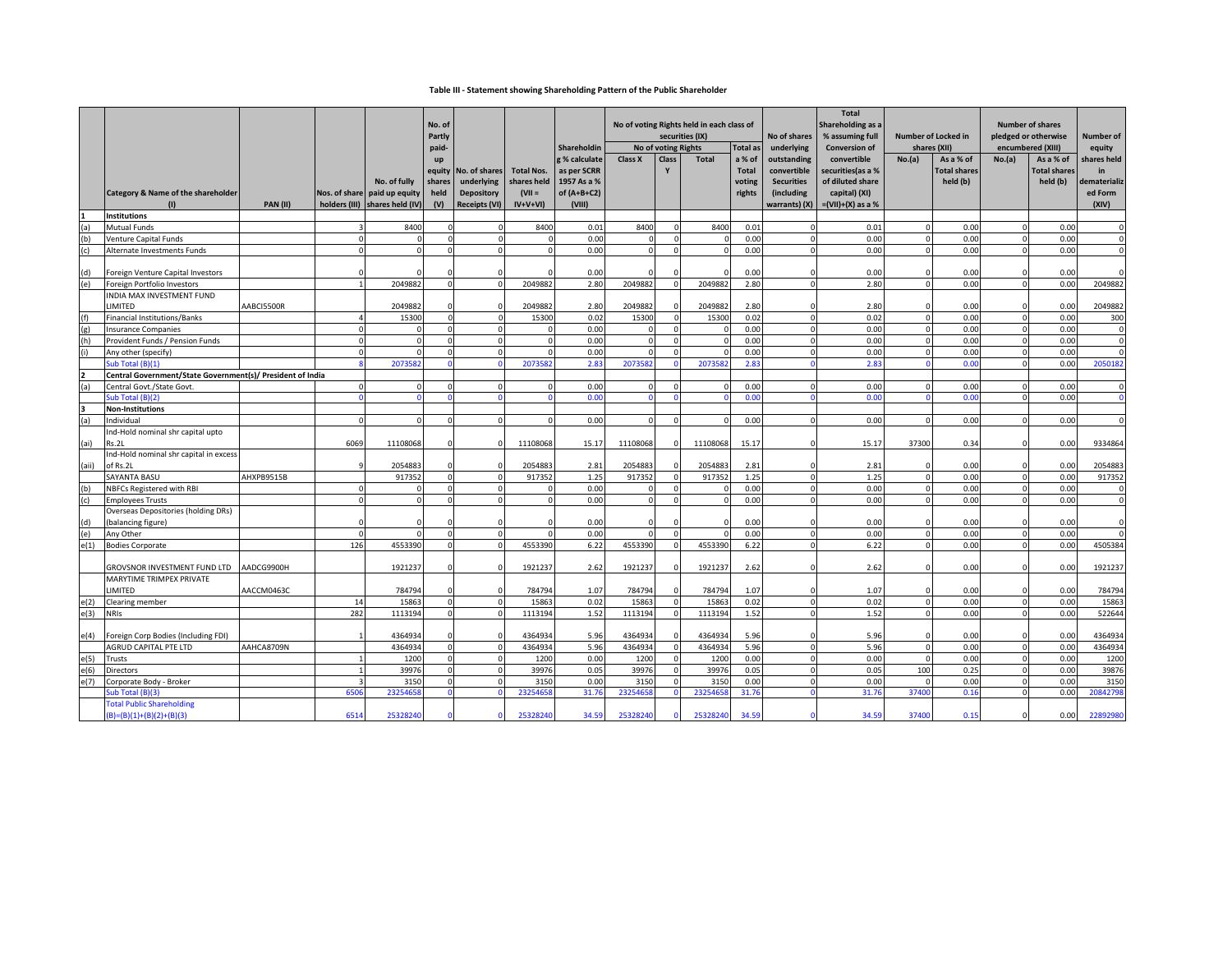# Table III - Statement showing Shareholding Pattern of the Public Shareholder

| | Category & Name of the shareholder (I) | PAN (II) | Nos. of share holders (III) | No. of fully paid up equity shares held (IV) | No. of Partly paid-up equity shares held (V) | No. of shares underlying Depository Receipts (VI) | Total Nos. shares held (VII = IV+V+VI) | Shareholding % calculate as per SCRR 1957 As a % of (A+B+C2) (VIII) | No of voting Rights held in each class of securities (IX) - No of voting Rights - Class X | Class Y | Total | Total as a % of Total voting rights | No of shares underlying outstanding convertible Securities (including warrants) (X) | Total Shareholding as a % assuming full Conversion of convertible securities(as a % of diluted share capital) (XI) =(VII)+(X) as a % | Number of Locked in shares (XII) No.(a) | As a % of Total shares held (b) | Number of shares pledged or otherwise encumbered (XIII) No.(a) | As a % of Total shares held (b) | Number of equity shares held in dematerialized Form (XIV) |
|---|---|---|---|---|---|---|---|---|---|---|---|---|---|---|---|---|---|---|---|
| 1 | Institutions | | | | | | | | | | | | | | | | | | |
| (a) | Mutual Funds | | 3 | 8400 | 0 | 0 | 8400 | 0.01 | 8400 | 0 | 8400 | 0.01 | 0 | 0.01 | 0 | 0.00 | 0 | 0.00 | 0 |
| (b) | Venture Capital Funds | | 0 | 0 | 0 | 0 | 0 | 0.00 | 0 | 0 | 0 | 0.00 | 0 | 0.00 | 0 | 0.00 | 0 | 0.00 | 0 |
| (c) | Alternate Investments Funds | | 0 | 0 | 0 | 0 | 0 | 0.00 | 0 | 0 | 0 | 0.00 | 0 | 0.00 | 0 | 0.00 | 0 | 0.00 | 0 |
| (d) | Foreign Venture Capital Investors | | 0 | 0 | 0 | 0 | 0 | 0.00 | 0 | 0 | 0 | 0.00 | 0 | 0.00 | 0 | 0.00 | 0 | 0.00 | 0 |
| (e) | Foreign Portfolio Investors | | 1 | 2049882 | 0 | 0 | 2049882 | 2.80 | 2049882 | 0 | 2049882 | 2.80 | 0 | 2.80 | 0 | 0.00 | 0 | 0.00 | 2049882 |
| | INDIA MAX INVESTMENT FUND LIMITED | AABCI5500R | | 2049882 | 0 | 0 | 2049882 | 2.80 | 2049882 | 0 | 2049882 | 2.80 | 0 | 2.80 | 0 | 0.00 | 0 | 0.00 | 2049882 |
| (f) | Financial Institutions/Banks | | 4 | 15300 | 0 | 0 | 15300 | 0.02 | 15300 | 0 | 15300 | 0.02 | 0 | 0.02 | 0 | 0.00 | 0 | 0.00 | 300 |
| (g) | Insurance Companies | | 0 | 0 | 0 | 0 | 0 | 0.00 | 0 | 0 | 0 | 0.00 | 0 | 0.00 | 0 | 0.00 | 0 | 0.00 | 0 |
| (h) | Provident Funds / Pension Funds | | 0 | 0 | 0 | 0 | 0 | 0.00 | 0 | 0 | 0 | 0.00 | 0 | 0.00 | 0 | 0.00 | 0 | 0.00 | 0 |
| (i) | Any other (specify) | | 0 | 0 | 0 | 0 | 0 | 0.00 | 0 | 0 | 0 | 0.00 | 0 | 0.00 | 0 | 0.00 | 0 | 0.00 | 0 |
| | Sub Total (B)(1) | | 8 | 2073582 | 0 | 0 | 2073582 | 2.83 | 2073582 | 0 | 2073582 | 2.83 | 0 | 2.83 | 0 | 0.00 | 0 | 0.00 | 2050182 |
| 2 | Central Government/State Government(s)/ President of India | | | | | | | | | | | | | | | | | | |
| (a) | Central Govt./State Govt. | | 0 | 0 | 0 | 0 | 0 | 0.00 | 0 | 0 | 0 | 0.00 | 0 | 0.00 | 0 | 0.00 | 0 | 0.00 | 0 |
| | Sub Total (B)(2) | | 0 | 0 | 0 | 0 | 0 | 0.00 | 0 | 0 | 0 | 0.00 | 0 | 0.00 | 0 | 0.00 | 0 | 0.00 | 0 |
| 3 | Non-Institutions | | | | | | | | | | | | | | | | | | |
| (a) | Individual | | 0 | 0 | 0 | 0 | 0 | 0.00 | 0 | 0 | 0 | 0.00 | 0 | 0.00 | 0 | 0.00 | 0 | 0.00 | 0 |
| (ai) | Ind-Hold nominal shr capital upto Rs.2L | | 6069 | 11108068 | 0 | 0 | 11108068 | 15.17 | 11108068 | 0 | 11108068 | 15.17 | 0 | 15.17 | 37300 | 0.34 | 0 | 0.00 | 9334864 |
| (aii) | Ind-Hold nominal shr capital in excess of Rs.2L | | 9 | 2054883 | 0 | 0 | 2054883 | 2.81 | 2054883 | 0 | 2054883 | 2.81 | 0 | 2.81 | 0 | 0.00 | 0 | 0.00 | 2054883 |
| | SAYANTA BASU | AHXPB9515B | | 917352 | 0 | 0 | 917352 | 1.25 | 917352 | 0 | 917352 | 1.25 | 0 | 1.25 | 0 | 0.00 | 0 | 0.00 | 917352 |
| (b) | NBFCs Registered with RBI | | 0 | 0 | 0 | 0 | 0 | 0.00 | 0 | 0 | 0 | 0.00 | 0 | 0.00 | 0 | 0.00 | 0 | 0.00 | 0 |
| (c) | Employees Trusts | | 0 | 0 | 0 | 0 | 0 | 0.00 | 0 | 0 | 0 | 0.00 | 0 | 0.00 | 0 | 0.00 | 0 | 0.00 | 0 |
| (d) | Overseas Depositories (holding DRs) (balancing figure) | | 0 | 0 | 0 | 0 | 0 | 0.00 | 0 | 0 | 0 | 0.00 | 0 | 0.00 | 0 | 0.00 | 0 | 0.00 | 0 |
| (e) | Any Other | | 0 | 0 | 0 | 0 | 0 | 0.00 | 0 | 0 | 0 | 0.00 | 0 | 0.00 | 0 | 0.00 | 0 | 0.00 | 0 |
| e(1) | Bodies Corporate | | 126 | 4553390 | 0 | 0 | 4553390 | 6.22 | 4553390 | 0 | 4553390 | 6.22 | 0 | 6.22 | 0 | 0.00 | 0 | 0.00 | 4505384 |
| | GROVSNOR INVESTMENT FUND LTD | AADCG9900H | | 1921237 | 0 | 0 | 1921237 | 2.62 | 1921237 | 0 | 1921237 | 2.62 | 0 | 2.62 | 0 | 0.00 | 0 | 0.00 | 1921237 |
| | MARYTIME TRIMPEX PRIVATE LIMITED | AACCM0463C | | 784794 | 0 | 0 | 784794 | 1.07 | 784794 | 0 | 784794 | 1.07 | 0 | 1.07 | 0 | 0.00 | 0 | 0.00 | 784794 |
| e(2) | Clearing member | | 14 | 15863 | 0 | 0 | 15863 | 0.02 | 15863 | 0 | 15863 | 0.02 | 0 | 0.02 | 0 | 0.00 | 0 | 0.00 | 15863 |
| e(3) | NRIs | | 282 | 1113194 | 0 | 0 | 1113194 | 1.52 | 1113194 | 0 | 1113194 | 1.52 | 0 | 1.52 | 0 | 0.00 | 0 | 0.00 | 522644 |
| e(4) | Foreign Corp Bodies (Including FDI) | | 1 | 4364934 | 0 | 0 | 4364934 | 5.96 | 4364934 | 0 | 4364934 | 5.96 | 0 | 5.96 | 0 | 0.00 | 0 | 0.00 | 4364934 |
| | AGRUD CAPITAL PTE LTD | AAHCA8709N | 1 | 4364934 | 0 | 0 | 4364934 | 5.96 | 4364934 | 0 | 4364934 | 5.96 | 0 | 5.96 | 0 | 0.00 | 0 | 0.00 | 4364934 |
| e(5) | Trusts | | 1 | 1200 | 0 | 0 | 1200 | 0.00 | 1200 | 0 | 1200 | 0.00 | 0 | 0.00 | 0 | 0.00 | 0 | 0.00 | 1200 |
| e(6) | Directors | | 1 | 39976 | 0 | 0 | 39976 | 0.05 | 39976 | 0 | 39976 | 0.05 | 0 | 0.05 | 100 | 0.25 | 0 | 0.00 | 39876 |
| e(7) | Corporate Body - Broker | | 3 | 3150 | 0 | 0 | 3150 | 0.00 | 3150 | 0 | 3150 | 0.00 | 0 | 0.00 | 0 | 0.00 | 0 | 0.00 | 3150 |
| | Sub Total (B)(3) | | 6506 | 23254658 | 0 | 0 | 23254658 | 31.76 | 23254658 | 0 | 23254658 | 31.76 | 0 | 31.76 | 37400 | 0.16 | 0 | 0.00 | 20842798 |
| | Total Public Shareholding (B)=(B)(1)+(B)(2)+(B)(3) | | 6514 | 25328240 | 0 | 0 | 25328240 | 34.59 | 25328240 | 0 | 25328240 | 34.59 | 0 | 34.59 | 37400 | 0.15 | 0 | 0.00 | 22892980 |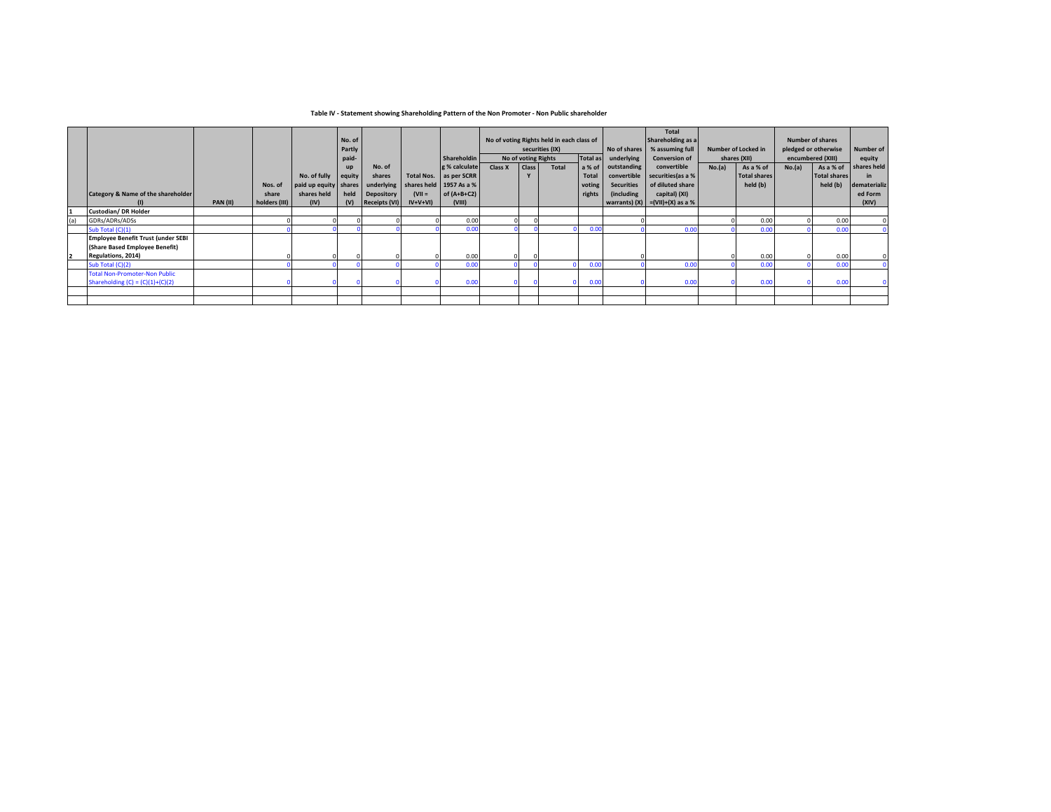**Table IV - Statement showing Shareholding Pattern of the Non Promoter - Non Public shareholder**

| | Category & Name of the shareholder (I) | PAN (II) | Nos. of share holders (III) | No. of fully paid up equity shares held (IV) | No. of Partly paid-up equity shares held (V) | No. of shares underlying Depository Receipts (VI) | Total Nos. shares held (VII = IV+V+VI) | Shareholding % calculate as per SCRR 1957 As a % of (A+B+C2) (VIII) | No of voting Rights held in each class of securities (IX) | | | | No of shares underlying outstanding convertible Securities (including warrants) (X) | Total Shareholding as a % assuming full Conversion of convertible securities(as a % of diluted share capital) (XI) =(VII)+(X) as a % | Number of Locked in shares (XII) | | Number of shares pledged or otherwise encumbered (XIII) | | Number of equity shares held in dematerialized Form (XIV) |
|---|---|---|---|---|---|---|---|---|---|---|---|---|---|---|---|---|---|---|---|
| | | | | | | | | | No of voting Rights | | | Total as a % of Total voting rights | | | No.(a) | As a % of Total shares held (b) | No.(a) | As a % of Total shares held (b) | |
| | | | | | | | | | Class X | Class Y | Total | | | | | | | | |
| 1 | **Custodian/ DR Holder** | | | | | | | | | | | | | | | | | | |
| (a) | GDRs/ADRs/ADSs | | 0 | 0 | 0 | 0 | 0 | 0.00 | 0 | 0 | | | 0 | | 0 | 0.00 | 0 | 0.00 | 0 |
| | Sub Total (C)(1) | | 0 | 0 | 0 | 0 | 0 | 0.00 | 0 | 0 | 0 | 0.00 | 0 | 0.00 | 0 | 0.00 | 0 | 0.00 | 0 |
| 2 | **Employee Benefit Trust (under SEBI (Share Based Employee Benefit) Regulations, 2014)** | | 0 | 0 | 0 | 0 | 0 | 0.00 | 0 | 0 | | | 0 | | 0 | 0.00 | 0 | 0.00 | 0 |
| | Sub Total (C)(2) | | 0 | 0 | 0 | 0 | 0 | 0.00 | 0 | 0 | 0 | 0.00 | 0 | 0.00 | 0 | 0.00 | 0 | 0.00 | 0 |
| | Total Non-Promoter-Non Public Shareholding (C) = (C)(1)+(C)(2) | | 0 | 0 | 0 | 0 | 0 | 0.00 | 0 | 0 | 0 | 0.00 | 0 | 0.00 | 0 | 0.00 | 0 | 0.00 | 0 |
| | | | | | | | | | | | | | | | | | | | |
| | | | | | | | | | | | | | | | | | | | |